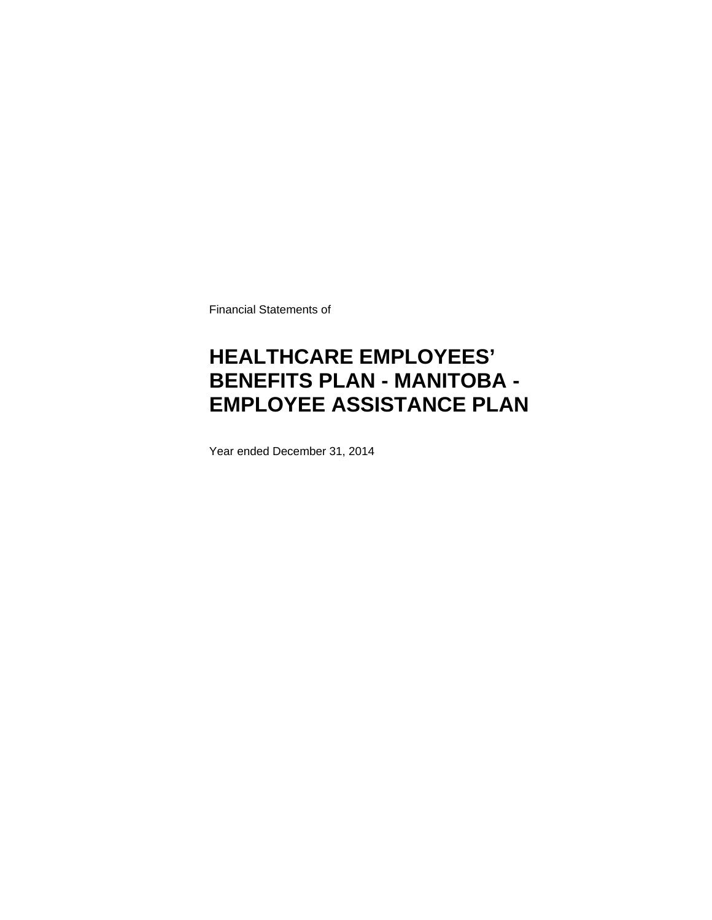Financial Statements of

# HEALTHCARE EMPLOYEES' BENEFITS PLAN - MANITOBA - EMPLOYEE ASSISTANCE PLAN

Year ended December 31, 2014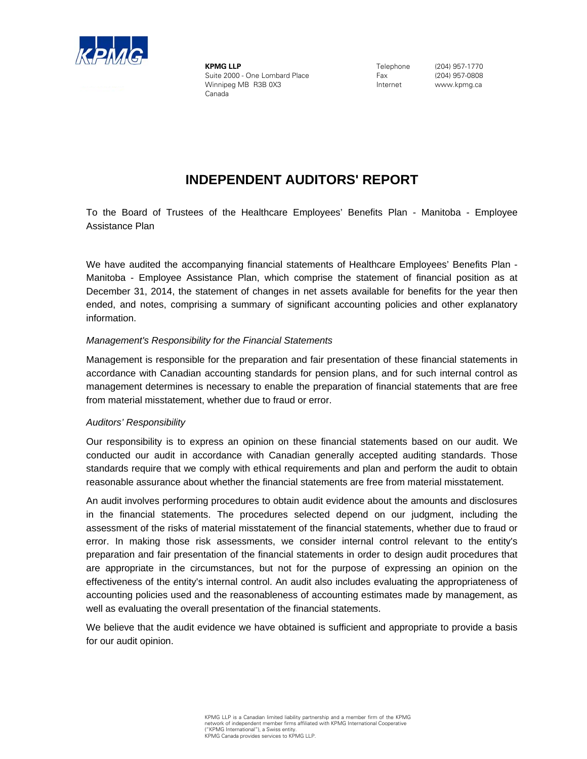**KPMG LLP**
Suite 2000 - One Lombard Place
Winnipeg MB R3B 0X3
Canada

Telephone (204) 957-1770
Fax (204) 957-0808
Internet www.kpmg.ca

# INDEPENDENT AUDITORS' REPORT

To the Board of Trustees of the Healthcare Employees' Benefits Plan - Manitoba - Employee Assistance Plan

We have audited the accompanying financial statements of Healthcare Employees' Benefits Plan - Manitoba - Employee Assistance Plan, which comprise the statement of financial position as at December 31, 2014, the statement of changes in net assets available for benefits for the year then ended, and notes, comprising a summary of significant accounting policies and other explanatory information.

*Management's Responsibility for the Financial Statements*

Management is responsible for the preparation and fair presentation of these financial statements in accordance with Canadian accounting standards for pension plans, and for such internal control as management determines is necessary to enable the preparation of financial statements that are free from material misstatement, whether due to fraud or error.

*Auditors' Responsibility*

Our responsibility is to express an opinion on these financial statements based on our audit. We conducted our audit in accordance with Canadian generally accepted auditing standards. Those standards require that we comply with ethical requirements and plan and perform the audit to obtain reasonable assurance about whether the financial statements are free from material misstatement.

An audit involves performing procedures to obtain audit evidence about the amounts and disclosures in the financial statements. The procedures selected depend on our judgment, including the assessment of the risks of material misstatement of the financial statements, whether due to fraud or error. In making those risk assessments, we consider internal control relevant to the entity's preparation and fair presentation of the financial statements in order to design audit procedures that are appropriate in the circumstances, but not for the purpose of expressing an opinion on the effectiveness of the entity's internal control. An audit also includes evaluating the appropriateness of accounting policies used and the reasonableness of accounting estimates made by management, as well as evaluating the overall presentation of the financial statements.

We believe that the audit evidence we have obtained is sufficient and appropriate to provide a basis for our audit opinion.

KPMG LLP is a Canadian limited liability partnership and a member firm of the KPMG network of independent member firms affiliated with KPMG International Cooperative ("KPMG International"), a Swiss entity.
KPMG Canada provides services to KPMG LLP.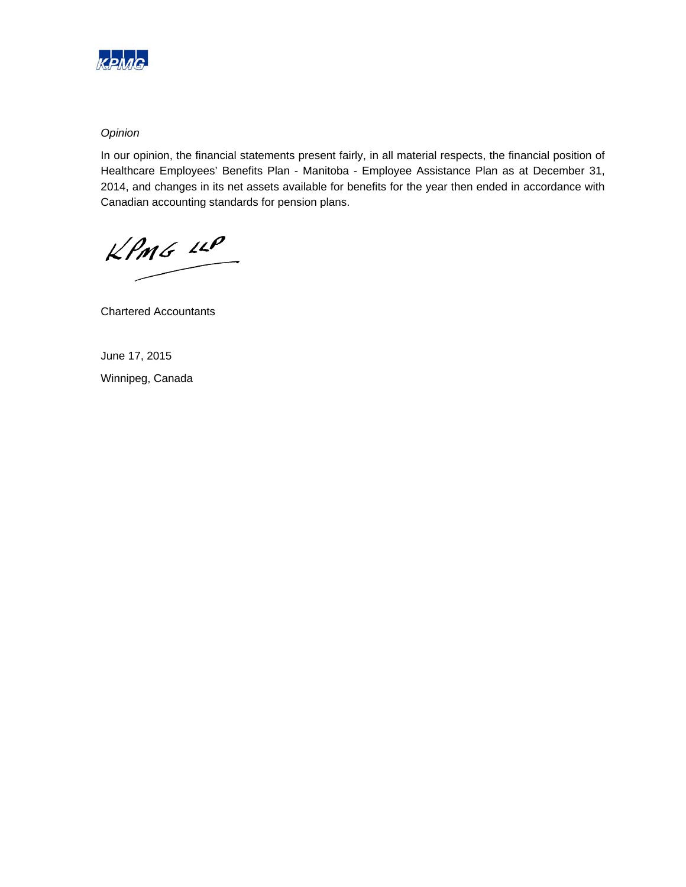*Opinion*

In our opinion, the financial statements present fairly, in all material respects, the financial position of Healthcare Employees' Benefits Plan - Manitoba - Employee Assistance Plan as at December 31, 2014, and changes in its net assets available for benefits for the year then ended in accordance with Canadian accounting standards for pension plans.

KPMG LLP

Chartered Accountants

June 17, 2015

Winnipeg, Canada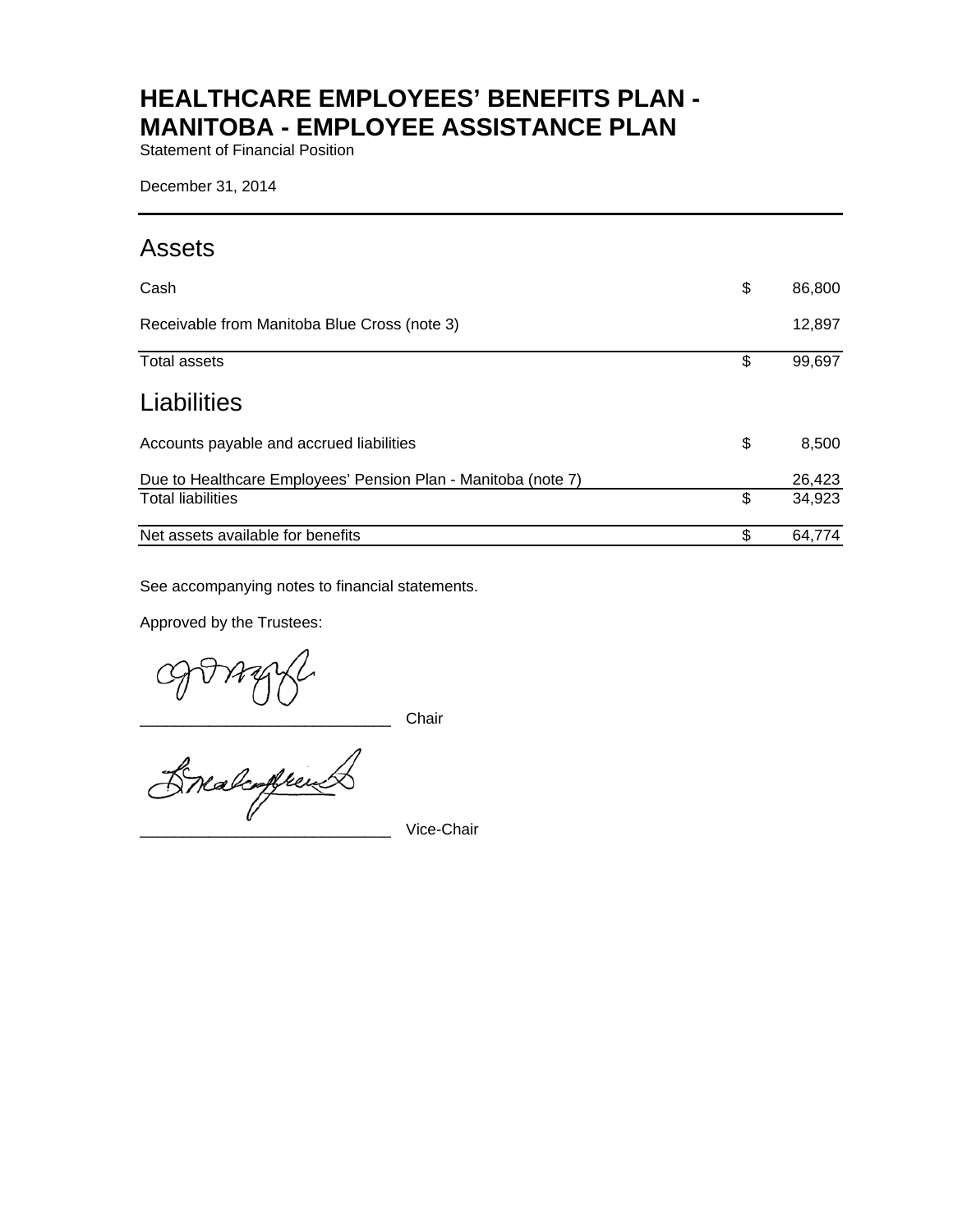# HEALTHCARE EMPLOYEES' BENEFITS PLAN - MANITOBA - EMPLOYEE ASSISTANCE PLAN

Statement of Financial Position

December 31, 2014

## Assets

| | | |
|---|---|---|
| Cash | $ | 86,800 |
| Receivable from Manitoba Blue Cross (note 3) | | 12,897 |
| Total assets | $ | 99,697 |

## Liabilities

| | | |
|---|---|---|
| Accounts payable and accrued liabilities | $ | 8,500 |
| Due to Healthcare Employees' Pension Plan - Manitoba (note 7) | | 26,423 |
| Total liabilities | $ | 34,923 |
| Net assets available for benefits | $ | 64,774 |

See accompanying notes to financial statements.

Approved by the Trustees:

\_\_\_\_\_\_\_\_\_\_\_\_\_\_\_\_\_\_\_\_\_\_\_\_\_\_\_\_ Chair

\_\_\_\_\_\_\_\_\_\_\_\_\_\_\_\_\_\_\_\_\_\_\_\_\_\_\_\_ Vice-Chair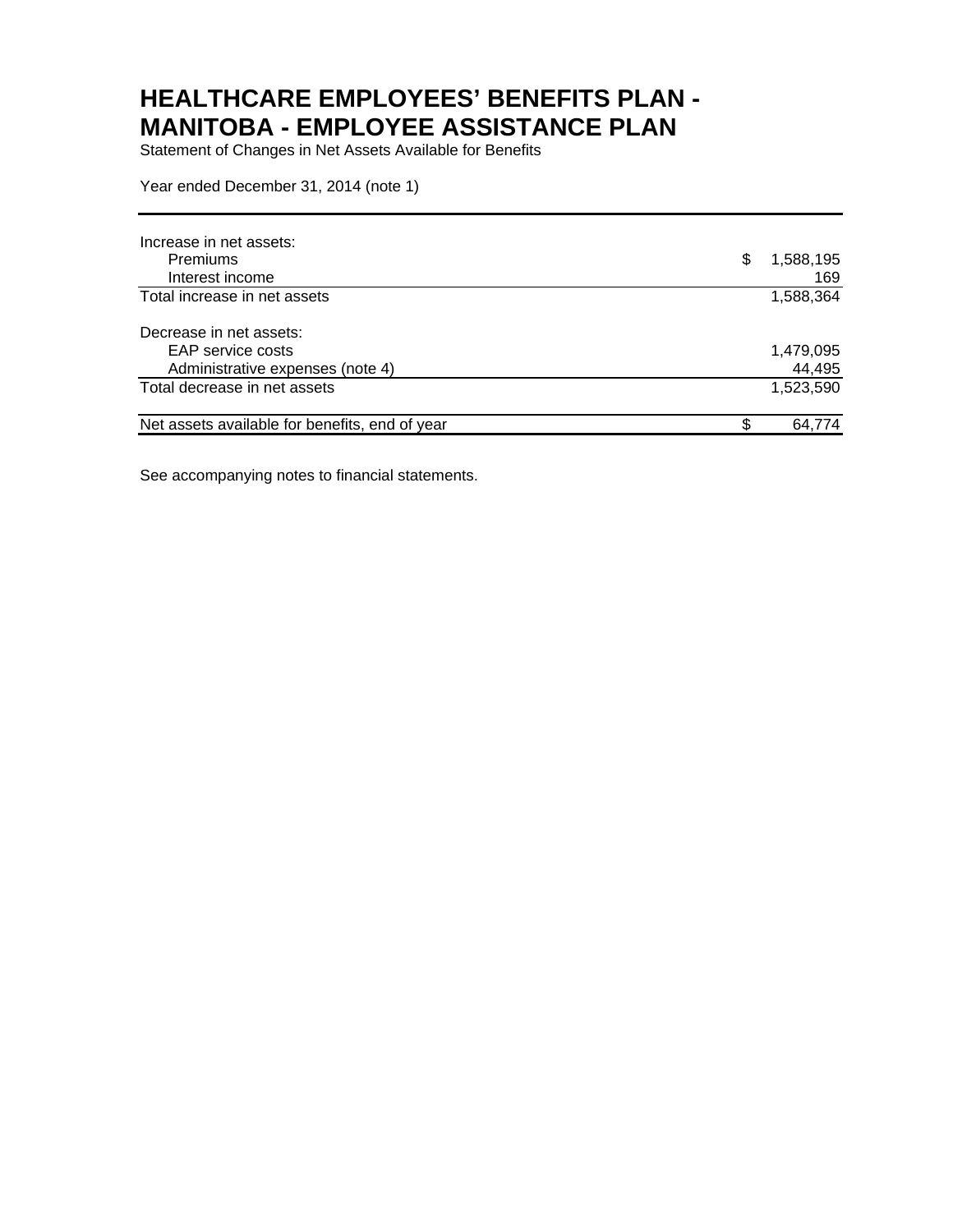# HEALTHCARE EMPLOYEES' BENEFITS PLAN - MANITOBA - EMPLOYEE ASSISTANCE PLAN

Statement of Changes in Net Assets Available for Benefits

Year ended December 31, 2014 (note 1)

| | |
|---|---:|
| Increase in net assets: | |
| Premiums | $ 1,588,195 |
| Interest income | 169 |
| Total increase in net assets | 1,588,364 |
| | |
| Decrease in net assets: | |
| EAP service costs | 1,479,095 |
| Administrative expenses (note 4) | 44,495 |
| Total decrease in net assets | 1,523,590 |
| | |
| Net assets available for benefits, end of year | $ 64,774 |

See accompanying notes to financial statements.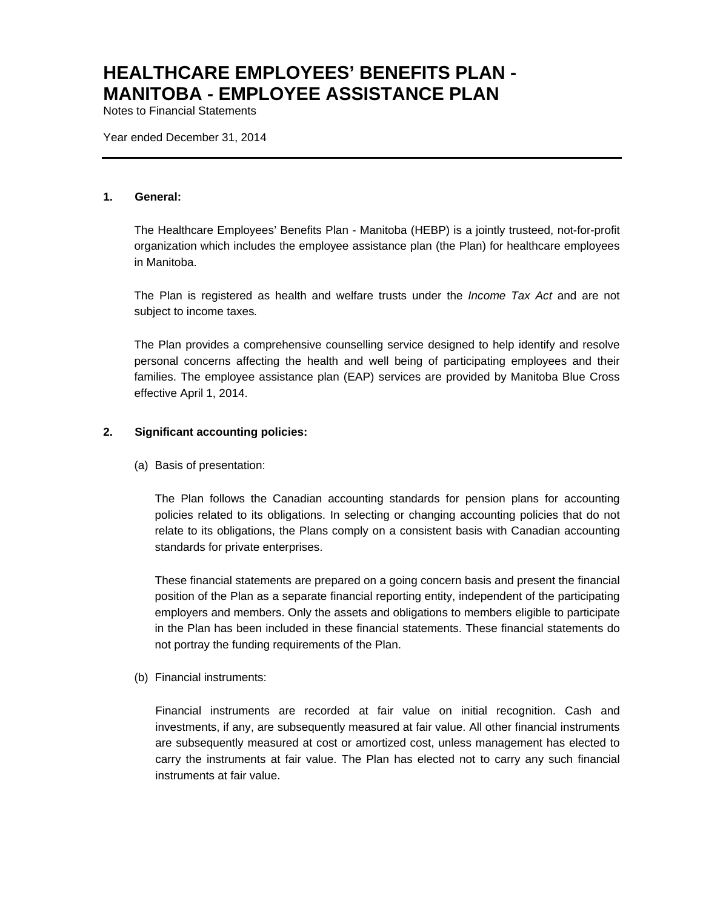# HEALTHCARE EMPLOYEES' BENEFITS PLAN - MANITOBA - EMPLOYEE ASSISTANCE PLAN

Notes to Financial Statements

Year ended December 31, 2014

---

**1. General:**

The Healthcare Employees' Benefits Plan - Manitoba (HEBP) is a jointly trusteed, not-for-profit organization which includes the employee assistance plan (the Plan) for healthcare employees in Manitoba.

The Plan is registered as health and welfare trusts under the *Income Tax Act* and are not subject to income taxes.

The Plan provides a comprehensive counselling service designed to help identify and resolve personal concerns affecting the health and well being of participating employees and their families. The employee assistance plan (EAP) services are provided by Manitoba Blue Cross effective April 1, 2014.

**2. Significant accounting policies:**

(a) Basis of presentation:

The Plan follows the Canadian accounting standards for pension plans for accounting policies related to its obligations. In selecting or changing accounting policies that do not relate to its obligations, the Plans comply on a consistent basis with Canadian accounting standards for private enterprises.

These financial statements are prepared on a going concern basis and present the financial position of the Plan as a separate financial reporting entity, independent of the participating employers and members. Only the assets and obligations to members eligible to participate in the Plan has been included in these financial statements. These financial statements do not portray the funding requirements of the Plan.

(b) Financial instruments:

Financial instruments are recorded at fair value on initial recognition. Cash and investments, if any, are subsequently measured at fair value. All other financial instruments are subsequently measured at cost or amortized cost, unless management has elected to carry the instruments at fair value. The Plan has elected not to carry any such financial instruments at fair value.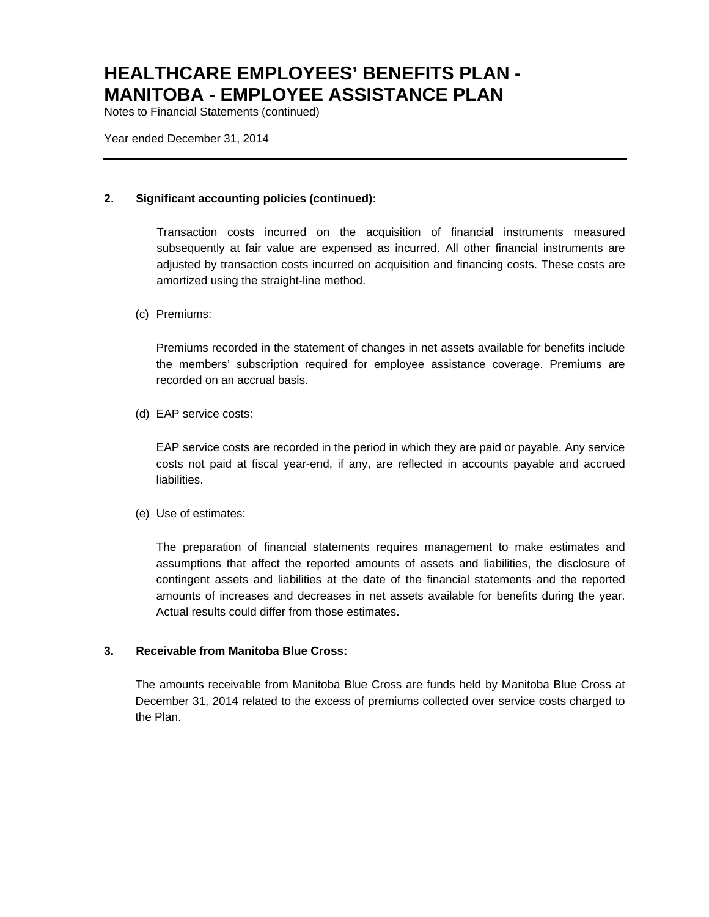# HEALTHCARE EMPLOYEES' BENEFITS PLAN - MANITOBA - EMPLOYEE ASSISTANCE PLAN

Notes to Financial Statements (continued)

Year ended December 31, 2014

---

**2. Significant accounting policies (continued):**

Transaction costs incurred on the acquisition of financial instruments measured subsequently at fair value are expensed as incurred. All other financial instruments are adjusted by transaction costs incurred on acquisition and financing costs. These costs are amortized using the straight-line method.

(c) Premiums:

Premiums recorded in the statement of changes in net assets available for benefits include the members' subscription required for employee assistance coverage. Premiums are recorded on an accrual basis.

(d) EAP service costs:

EAP service costs are recorded in the period in which they are paid or payable. Any service costs not paid at fiscal year-end, if any, are reflected in accounts payable and accrued liabilities.

(e) Use of estimates:

The preparation of financial statements requires management to make estimates and assumptions that affect the reported amounts of assets and liabilities, the disclosure of contingent assets and liabilities at the date of the financial statements and the reported amounts of increases and decreases in net assets available for benefits during the year. Actual results could differ from those estimates.

**3. Receivable from Manitoba Blue Cross:**

The amounts receivable from Manitoba Blue Cross are funds held by Manitoba Blue Cross at December 31, 2014 related to the excess of premiums collected over service costs charged to the Plan.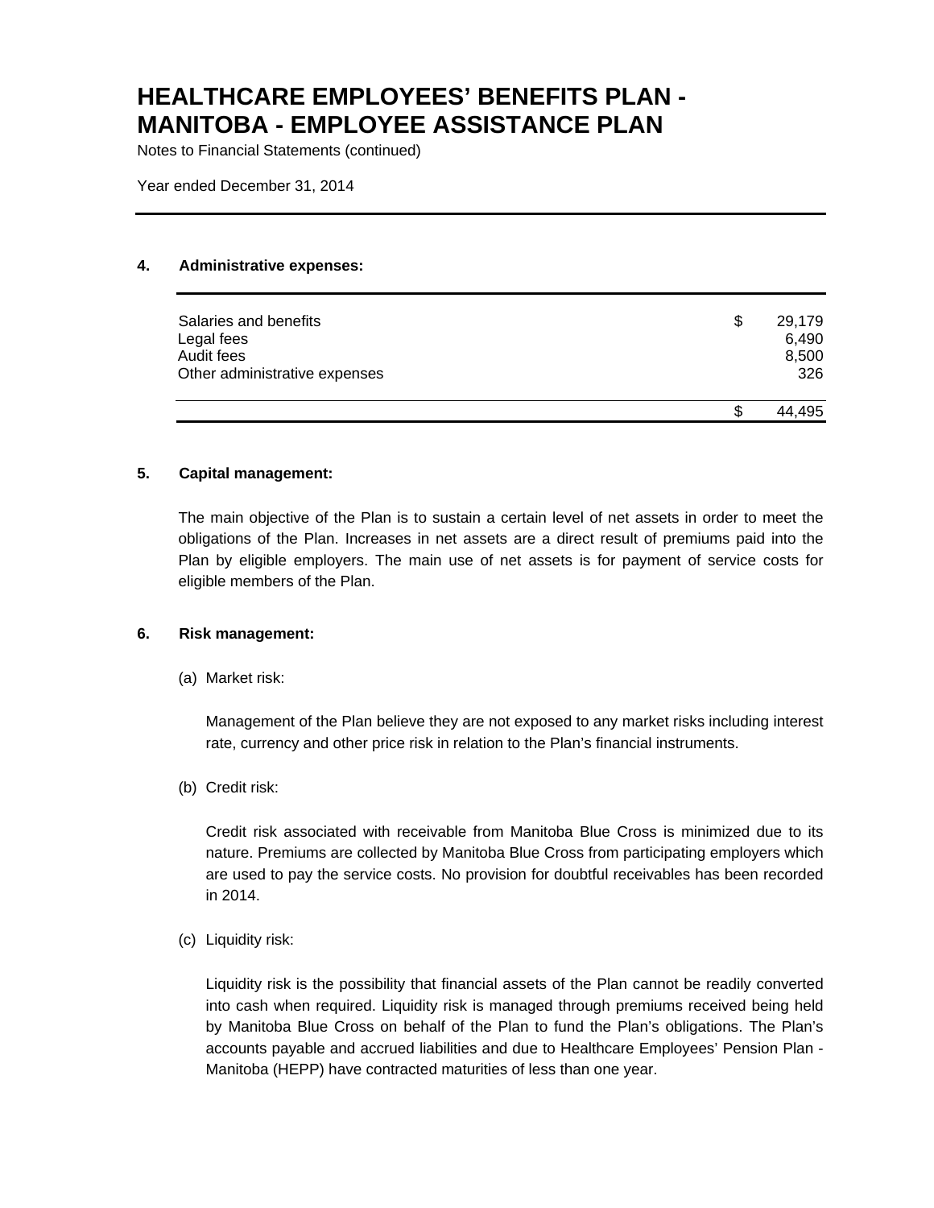# HEALTHCARE EMPLOYEES' BENEFITS PLAN - MANITOBA - EMPLOYEE ASSISTANCE PLAN

Notes to Financial Statements (continued)

Year ended December 31, 2014

## 4. Administrative expenses:

| | | |
|---|---|---|
| Salaries and benefits | $ | 29,179 |
| Legal fees | | 6,490 |
| Audit fees | | 8,500 |
| Other administrative expenses | | 326 |
| | $ | 44,495 |

## 5. Capital management:

The main objective of the Plan is to sustain a certain level of net assets in order to meet the obligations of the Plan. Increases in net assets are a direct result of premiums paid into the Plan by eligible employers. The main use of net assets is for payment of service costs for eligible members of the Plan.

## 6. Risk management:

(a) Market risk:

Management of the Plan believe they are not exposed to any market risks including interest rate, currency and other price risk in relation to the Plan's financial instruments.

(b) Credit risk:

Credit risk associated with receivable from Manitoba Blue Cross is minimized due to its nature. Premiums are collected by Manitoba Blue Cross from participating employers which are used to pay the service costs. No provision for doubtful receivables has been recorded in 2014.

(c) Liquidity risk:

Liquidity risk is the possibility that financial assets of the Plan cannot be readily converted into cash when required. Liquidity risk is managed through premiums received being held by Manitoba Blue Cross on behalf of the Plan to fund the Plan's obligations. The Plan's accounts payable and accrued liabilities and due to Healthcare Employees' Pension Plan - Manitoba (HEPP) have contracted maturities of less than one year.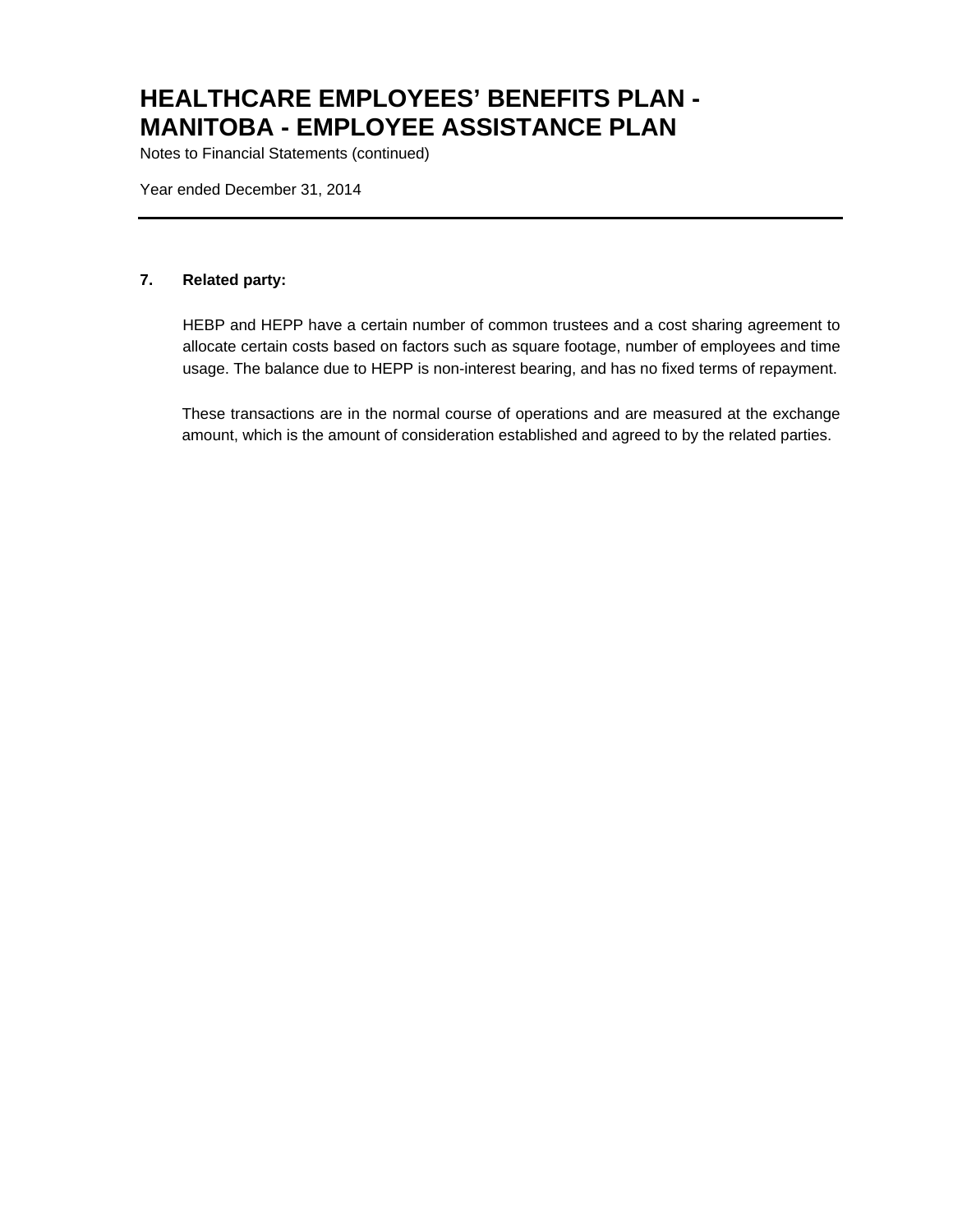## 7. Related party:

HEBP and HEPP have a certain number of common trustees and a cost sharing agreement to allocate certain costs based on factors such as square footage, number of employees and time usage. The balance due to HEPP is non-interest bearing, and has no fixed terms of repayment.

These transactions are in the normal course of operations and are measured at the exchange amount, which is the amount of consideration established and agreed to by the related parties.